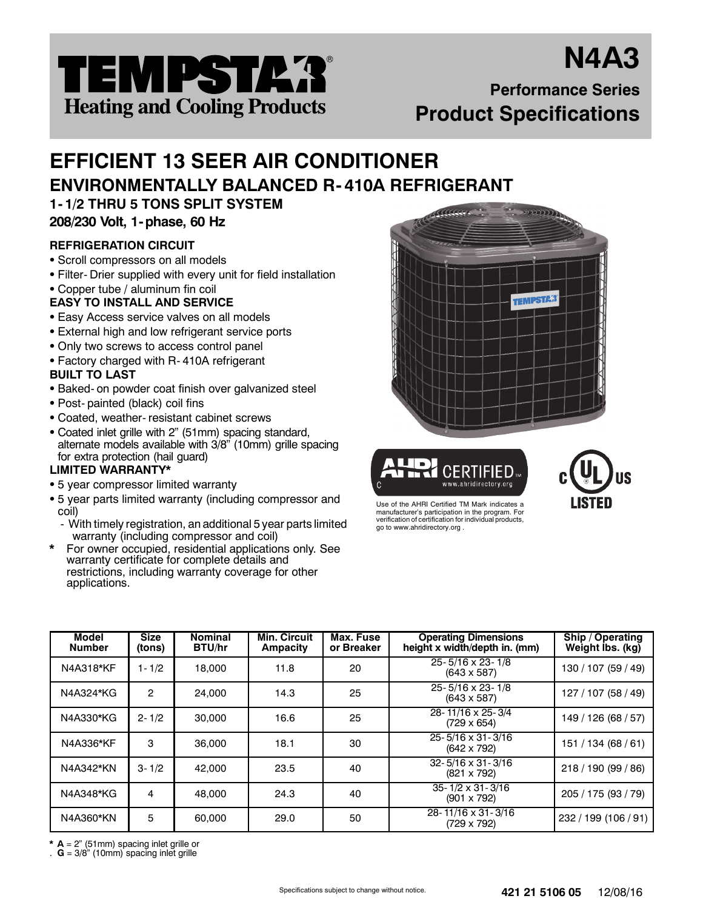# TEMPSTAR®

Heating and Cooling Products

# N4A3

## Performance Series

## Product Specifications

# EFFICIENT 13 SEER AIR CONDITIONER

## ENVIRONMENTALLY BALANCED R-410A REFRIGERANT

### 1-1/2 THRU 5 TONS SPLIT SYSTEM

### 208/230 Volt, 1-phase, 60 Hz

**REFRIGERATION CIRCUIT**

- Scroll compressors on all models
- Filter-Drier supplied with every unit for field installation
- Copper tube / aluminum fin coil

**EASY TO INSTALL AND SERVICE**

- Easy Access service valves on all models
- External high and low refrigerant service ports
- Only two screws to access control panel
- Factory charged with R-410A refrigerant

**BUILT TO LAST**

- Baked-on powder coat finish over galvanized steel
- Post-painted (black) coil fins
- Coated, weather-resistant cabinet screws
- Coated inlet grille with 2" (51mm) spacing standard, alternate models available with 3/8" (10mm) grille spacing for extra protection (hail guard)

**LIMITED WARRANTY***

- 5 year compressor limited warranty
- 5 year parts limited warranty (including compressor and coil)
  - With timely registration, an additional 5 year parts limited warranty (including compressor and coil)

\* For owner occupied, residential applications only. See warranty certificate for complete details and restrictions, including warranty coverage for other applications.

AHRI CERTIFIED™ www.ahridirectory.org

Use of the AHRI Certified TM Mark indicates a manufacturer's participation in the program. For verification of certification for individual products, go to www.ahridirectory.org .

c UL US LISTED

| Model Number | Size (tons) | Nominal BTU/hr | Min. Circuit Ampacity | Max. Fuse or Breaker | Operating Dimensions height x width/depth in. (mm) | Ship / Operating Weight lbs. (kg) |
|---|---|---|---|---|---|---|
| N4A318*KF | 1-1/2 | 18,000 | 11.8 | 20 | 25-5/16 x 23-1/8 (643 x 587) | 130 / 107 (59 / 49) |
| N4A324*KG | 2 | 24,000 | 14.3 | 25 | 25-5/16 x 23-1/8 (643 x 587) | 127 / 107 (58 / 49) |
| N4A330*KG | 2-1/2 | 30,000 | 16.6 | 25 | 28-11/16 x 25-3/4 (729 x 654) | 149 / 126 (68 / 57) |
| N4A336*KF | 3 | 36,000 | 18.1 | 30 | 25-5/16 x 31-3/16 (642 x 792) | 151 / 134 (68 / 61) |
| N4A342*KN | 3-1/2 | 42,000 | 23.5 | 40 | 32-5/16 x 31-3/16 (821 x 792) | 218 / 190 (99 / 86) |
| N4A348*KG | 4 | 48,000 | 24.3 | 40 | 35-1/2 x 31-3/16 (901 x 792) | 205 / 175 (93 / 79) |
| N4A360*KN | 5 | 60,000 | 29.0 | 50 | 28-11/16 x 31-3/16 (729 x 792) | 232 / 199 (106 / 91) |

\* **A** = 2" (51mm) spacing inlet grille or
. **G** = 3/8" (10mm) spacing inlet grille

Specifications subject to change without notice.

421 21 5106 05 12/08/16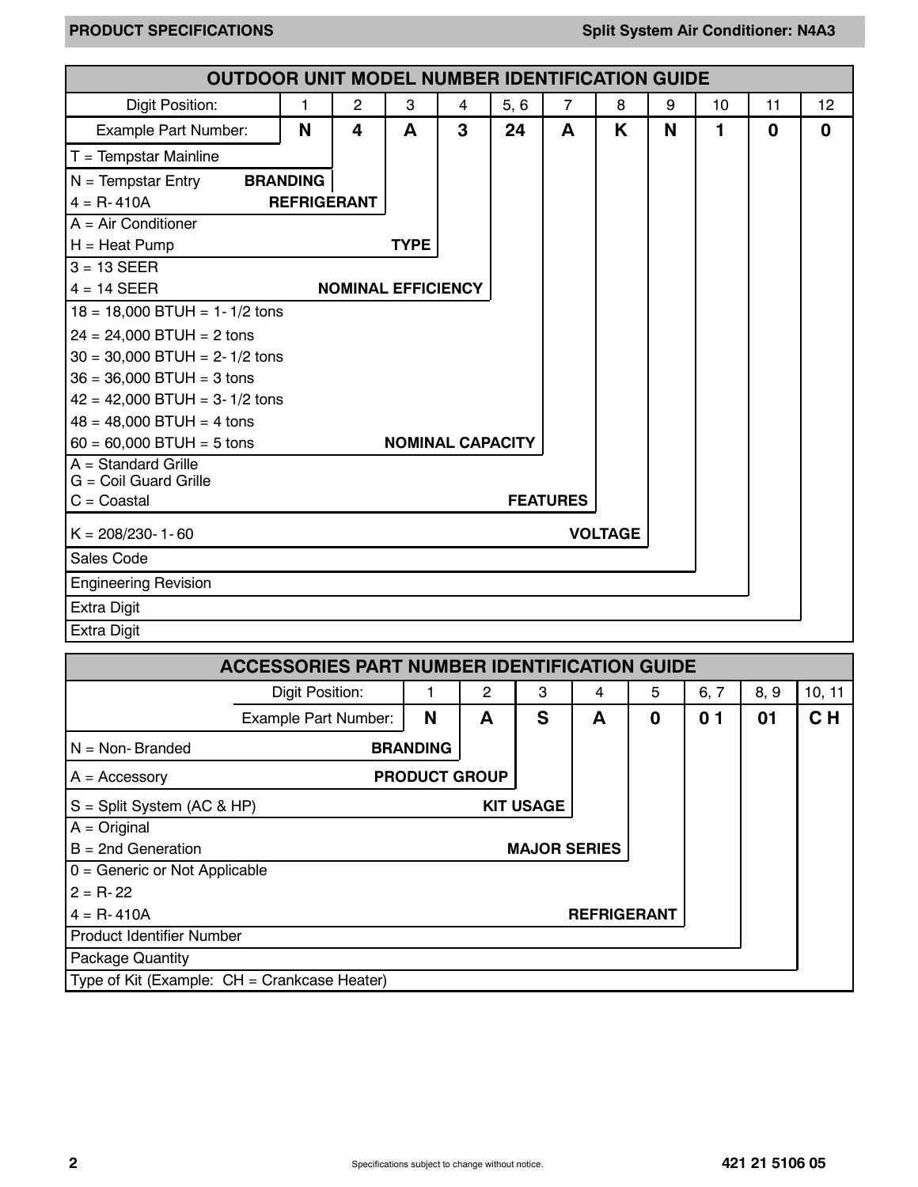## OUTDOOR UNIT MODEL NUMBER IDENTIFICATION GUIDE

| Digit Position: | 1 | 2 | 3 | 4 | 5, 6 | 7 | 8 | 9 | 10 | 11 | 12 |
|---|---|---|---|---|---|---|---|---|---|---|---|
| Example Part Number: | **N** | **4** | **A** | **3** | **24** | **A** | **K** | **N** | **1** | **0** | **0** |

- **BRANDING** (Digit 1)
  - T = Tempstar Mainline
  - N = Tempstar Entry
- **REFRIGERANT** (Digit 2)
  - 4 = R-410A
- **TYPE** (Digit 3)
  - A = Air Conditioner
  - H = Heat Pump
- **NOMINAL EFFICIENCY** (Digit 4)
  - 3 = 13 SEER
  - 4 = 14 SEER
- **NOMINAL CAPACITY** (Digits 5, 6)
  - 18 = 18,000 BTUH = 1-1/2 tons
  - 24 = 24,000 BTUH = 2 tons
  - 30 = 30,000 BTUH = 2-1/2 tons
  - 36 = 36,000 BTUH = 3 tons
  - 42 = 42,000 BTUH = 3-1/2 tons
  - 48 = 48,000 BTUH = 4 tons
  - 60 = 60,000 BTUH = 5 tons
- **FEATURES** (Digit 7)
  - A = Standard Grille
  - G = Coil Guard Grille
  - C = Coastal
- **VOLTAGE** (Digit 8)
  - K = 208/230-1-60
- Sales Code (Digit 9)
- Engineering Revision (Digit 10)
- Extra Digit (Digit 11)
- Extra Digit (Digit 12)

## ACCESSORIES PART NUMBER IDENTIFICATION GUIDE

| Digit Position: | 1 | 2 | 3 | 4 | 5 | 6, 7 | 8, 9 | 10, 11 |
|---|---|---|---|---|---|---|---|---|
| Example Part Number: | **N** | **A** | **S** | **A** | **0** | **0 1** | **01** | **C H** |

- **BRANDING** (Digit 1)
  - N = Non-Branded
- **PRODUCT GROUP** (Digit 2)
  - A = Accessory
- **KIT USAGE** (Digit 3)
  - S = Split System (AC & HP)
- **MAJOR SERIES** (Digit 4)
  - A = Original
  - B = 2nd Generation
- **REFRIGERANT** (Digit 5)
  - 0 = Generic or Not Applicable
  - 2 = R-22
  - 4 = R-410A
- Product Identifier Number (Digits 6, 7)
- Package Quantity (Digits 8, 9)
- Type of Kit (Example: CH = Crankcase Heater) (Digits 10, 11)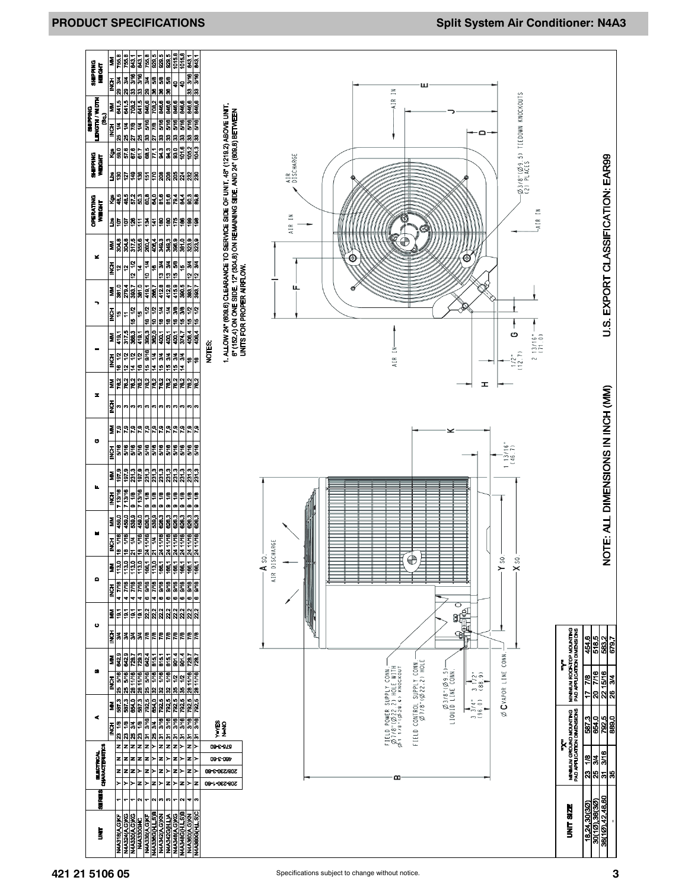| UNIT | SERIES | ELECTRICAL CHARACTERISTICS | | | | A | | B | | C | | D | | E | | F | | G | | H | | I | | J | | K | | OPERATING WEIGHT | | SHIPPING WEIGHT | | SHIPPING LENGTH / WIDTH (Sq.) | | SHIPPING HEIGHT | |
|---|---|---|---|---|---|---|---|---|---|---|---|---|---|---|---|---|---|---|---|---|---|---|---|---|---|---|---|---|---|---|---|---|---|---|---|
| | | 208-230-1-60 | 208/230-3-60 | 460-3-60 | 575-3-60 | INCH | MM | INCH | MM | INCH | MM | INCH | MM | INCH | MM | INCH | MM | INCH | MM | INCH | MM | INCH | MM | INCH | MM | INCH | MM | Lbs | Kgs | Lbs | Kgs | INCH | MM | INCH | MM |
| N4A318(A,G)KF | 1 | Y | N | N | N | 23 1/8 | 587.3 | 25 5/16 | 642.9 | 3/4 | 19.1 | 4 7/16 | 113.0 | 18 1/16 | 459.0 | 7 13/16 | 197.9 | 5/16 | 7.9 | 3 | 76.2 | 16 1/2 | 419.1 | 15 | 381.0 | 12 | 304.8 | 107 | 48.5 | 130 | 59.0 | 25 1/4 | 641.5 | 29 3/4 | 755.8 |
| N4A324(A,G)KF | 1 | Y | N | N | N | 23 1/8 | 587.3 | 25 5/16 | 642.9 | 3/4 | 19.1 | 4 7/16 | 113.0 | 18 1/16 | 459.0 | 7 13/16 | 197.9 | 5/16 | 7.9 | 3 | 76.2 | 12 1/2 | 317.5 | 11 | 279.4 | 12 | 304.8 | 107 | 48.5 | 127 | 57.6 | 25 1/4 | 641.5 | 29 3/4 | 755.8 |
| N4A330(A,G)KG | 1 | Y | Y | N | N | 25 3/4 | 654.0 | 28 11/16 | 728.7 | 3/4 | 19.1 | 4 7/16 | 113.0 | 21 1/4 | 539.9 | 9 1/8 | 231.3 | 5/16 | 7.9 | 3 | 76.2 | 14 1/2 | 368.3 | 15 1/2 | 393.7 | 12 1/2 | 317.5 | 126 | 57.2 | 149 | 67.6 | 27 7/8 | 708.2 | 33 3/16 | 843.1 |
| N4A330GKC | 2 | N | Y | N | N | 23 1/8 | 587.3 | 28 11/16 | 728.7 | 3/4 | 19.1 | 4 7/16 | 113.0 | 18 1/16 | 459.0 | 7 13/16 | 197.9 | 5/16 | 7.9 | 3 | 76.2 | 16 1/2 | 419.1 | 15 | 381.0 | 14 | 355.6 | 111 | 50.3 | 136 | 61.7 | 25 1/4 | 641.5 | 33 3/16 | 843.1 |
| N4A336(A,G)KF | 1 | Y | N | N | N | 31 3/16 | 792.5 | 25 5/16 | 642.4 | 7/8 | 22.2 | 6 9/16 | 166.1 | 24 11/16 | 626.3 | 9 1/8 | 231.3 | 5/16 | 7.9 | 3 | 76.2 | 15 9/16 | 395.3 | 16 1/2 | 419.1 | 10 1/4 | 260.4 | 134 | 60.8 | 151 | 68.5 | 33 5/16 | 846.6 | 29 3/4 | 755.8 |
| N4A336G(H,L)SB | 2 | N | Y | Y | Y | 25 3/4 | 654.0 | 32 1/16 | 815.1 | 7/8 | 22.2 | 4 7/16 | 113.0 | 21 1/4 | 539.9 | 9 1/8 | 231.3 | 5/16 | 7.9 | 3 | 76.2 | 14 1/4 | 362.0 | 10 1/2 | 266.7 | 16 | 406.4 | 141 | 64.0 | 170 | 77.1 | 27 7/8 | 708.2 | 36 5/8 | 929.5 |
| N4A342(A,G)KN | 3 | Y | N | N | N | 31 3/16 | 792.5 | 32 1/16 | 815.1 | 7/8 | 22.2 | 6 9/16 | 166.1 | 24 11/16 | 626.3 | 9 1/8 | 231.3 | 5/16 | 7.9 | 3 | 76.2 | 15 3/4 | 400.1 | 16 1/4 | 412.8 | 13 3/4 | 349.3 | 180 | 81.6 | 208 | 94.3 | 33 5/16 | 846.6 | 36 5/8 | 929.5 |
| N4A342G(H,L)A | 3 | N | Y | Y | N | 31 3/16 | 792.5 | 32 1/16 | 815.1 | 7/8 | 22.2 | 6 9/16 | 166.1 | 24 11/16 | 626.3 | 9 1/8 | 231.3 | 5/16 | 7.9 | 3 | 76.2 | 15 3/4 | 400.1 | 16 1/4 | 412.8 | 13 3/4 | 349.3 | 180 | 81.6 | 208 | 94.3 | 33 5/16 | 846.6 | 36 5/8 | 929.5 |
| N4A348(A,G)KG | 3 | Y | N | N | N | 31 3/16 | 792.5 | 35 1/2 | 901.4 | 7/8 | 22.2 | 6 9/16 | 166.1 | 24 11/16 | 626.3 | 9 1/8 | 231.3 | 5/16 | 7.9 | 3 | 76.2 | 15 3/4 | 400.1 | 16 3/8 | 415.9 | 15 5/8 | 396.9 | 175 | 79.4 | 205 | 93.0 | 33 5/16 | 846.6 | 40 | 1015.6 |
| N4A348G(H,L)SB | 2 | N | Y | Y | Y | 31 3/16 | 792.5 | 35 1/2 | 901.4 | 7/8 | 22.2 | 6 9/16 | 166.1 | 24 11/16 | 626.3 | 9 1/8 | 231.3 | 5/16 | 7.9 | 3 | 76.2 | 14 3/4 | 374.7 | 15 3/8 | 390.5 | 15 | 381.0 | 186 | 84.4 | 224 | 101.6 | 33 5/16 | 846.6 | 40 | 1015.6 |
| N4A360(A,G)KN | 4 | Y | N | N | N | 31 3/16 | 792.5 | 28 11/16 | 728.7 | 7/8 | 22.2 | 6 9/16 | 166.1 | 24 11/16 | 626.3 | 9 1/8 | 231.3 | 5/16 | 7.9 | 3 | 76.2 | 16 | 406.4 | 15 1/2 | 393.7 | 12 3/4 | 323.9 | 199 | 90.3 | 232 | 105.2 | 33 5/16 | 846.6 | 33 3/16 | 843.1 |
| N4A360G(H,L)SC | 3 | N | Y | Y | Y | 31 3/16 | 792.5 | 28 11/16 | 728.7 | 7/8 | 22.2 | 6 9/16 | 166.1 | 24 11/16 | 626.3 | 9 1/8 | 231.3 | 5/16 | 7.9 | 3 | 76.2 | 16 | 406.4 | 15 1/2 | 393.7 | 12 3/4 | 323.9 | 198 | 89.8 | 230 | 104.3 | 33 5/16 | 846.6 | 33 3/16 | 843.1 |

Y=YES
N=NO

| UNIT SIZE | "X" MINIMUM GROUND MOUNTING PAD APPLICATION DIMENSIONS | | "Y" MINIMUM ROOF-TOP MOUNTING PAD APPLICATION DIMENSIONS | |
|---|---|---|---|---|
| 18,24,30(3Ø) | 23 1/8 | 587.3 | 17 7/8 | 454.6 |
| 30(1Ø),36(3Ø) | 25 3/4 | 654.0 | 20 7/16 | 518.5 |
| 36(1Ø),42,48,60 | 31 3/16 | 792.5 | 22 15/16 | 583.2 |
| - | 35 | 889.0 | 26 3/4 | 679.7 |

FIELD POWER SUPPLY CONN. Ø 7/8" (Ø22.2) HOLE WITH Ø 1 1/8" (Ø28.6) KNOCKOUT

FIELD CONTROL SUPPLY CONN. Ø 7/8" (Ø22.2) HOLE

Ø 3/8" (Ø9.5) LIQUID LINE CONN.

Ø C VAPOR LINE CONN.

Ø 3/8" (Ø9.5) TIEDOWN KNOCKOUTS (2) PLACES

NOTES:

1. ALLOW 24" (609.6) CLEARANCE TO SERVICE SIDE OF UNIT, 48" (1219.2) ABOVE UNIT, 6" (152.4) ON ONE SIDE, 12" (304.8) ON REMAINING SIDE, AND 24" (609.6) BETWEEN UNITS FOR PROPER AIRFLOW.

NOTE: ALL DIMENSIONS IN INCH (MM)

U.S. EXPORT CLASSIFICATION: EAR99

Specifications subject to change without notice.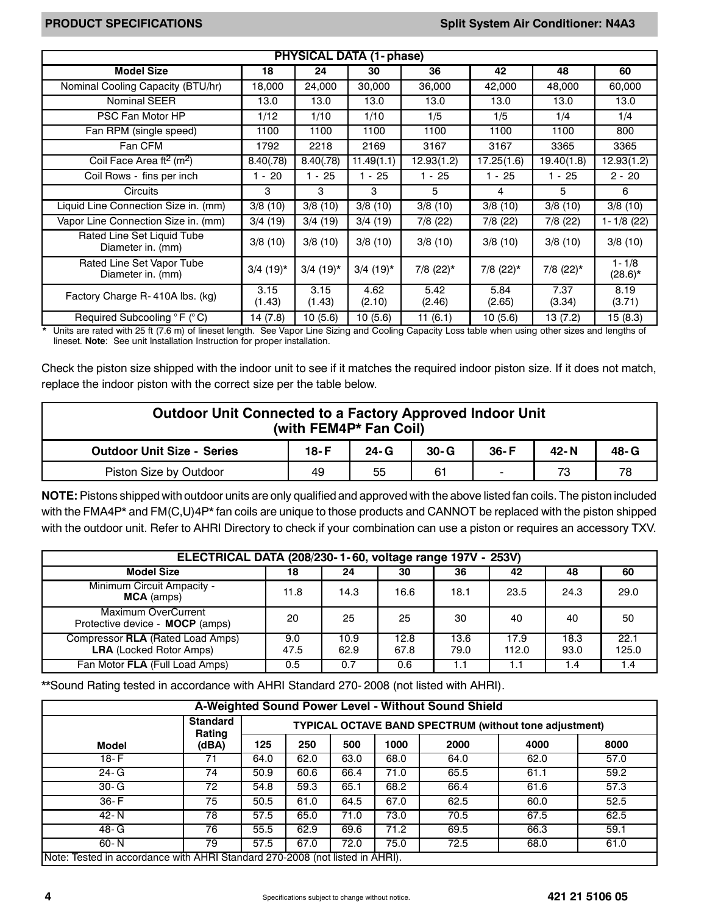| PHYSICAL DATA (1- phase) | | | | | | | |
|---|---|---|---|---|---|---|---|
| Model Size | 18 | 24 | 30 | 36 | 42 | 48 | 60 |
| Nominal Cooling Capacity (BTU/hr) | 18,000 | 24,000 | 30,000 | 36,000 | 42,000 | 48,000 | 60,000 |
| Nominal SEER | 13.0 | 13.0 | 13.0 | 13.0 | 13.0 | 13.0 | 13.0 |
| PSC Fan Motor HP | 1/12 | 1/10 | 1/10 | 1/5 | 1/5 | 1/4 | 1/4 |
| Fan RPM (single speed) | 1100 | 1100 | 1100 | 1100 | 1100 | 1100 | 800 |
| Fan CFM | 1792 | 2218 | 2169 | 3167 | 3167 | 3365 | 3365 |
| Coil Face Area ft$^2$ (m$^2$) | 8.40(.78) | 8.40(.78) | 11.49(1.1) | 12.93(1.2) | 17.25(1.6) | 19.40(1.8) | 12.93(1.2) |
| Coil Rows - fins per inch | 1 - 20 | 1 - 25 | 1 - 25 | 1 - 25 | 1 - 25 | 1 - 25 | 2 - 20 |
| Circuits | 3 | 3 | 3 | 5 | 4 | 5 | 6 |
| Liquid Line Connection Size in. (mm) | 3/8 (10) | 3/8 (10) | 3/8 (10) | 3/8 (10) | 3/8 (10) | 3/8 (10) | 3/8 (10) |
| Vapor Line Connection Size in. (mm) | 3/4 (19) | 3/4 (19) | 3/4 (19) | 7/8 (22) | 7/8 (22) | 7/8 (22) | 1- 1/8 (22) |
| Rated Line Set Liquid Tube Diameter in. (mm) | 3/8 (10) | 3/8 (10) | 3/8 (10) | 3/8 (10) | 3/8 (10) | 3/8 (10) | 3/8 (10) |
| Rated Line Set Vapor Tube Diameter in. (mm) | 3/4 (19)* | 3/4 (19)* | 3/4 (19)* | 7/8 (22)* | 7/8 (22)* | 7/8 (22)* | 1- 1/8 (28.6)* |
| Factory Charge R- 410A lbs. (kg) | 3.15 (1.43) | 3.15 (1.43) | 4.62 (2.10) | 5.42 (2.46) | 5.84 (2.65) | 7.37 (3.34) | 8.19 (3.71) |
| Required Subcooling °F (°C) | 14 (7.8) | 10 (5.6) | 10 (5.6) | 11 (6.1) | 10 (5.6) | 13 (7.2) | 15 (8.3) |

\* Units are rated with 25 ft (7.6 m) of lineset length. See Vapor Line Sizing and Cooling Capacity Loss table when using other sizes and lengths of lineset. **Note**: See unit Installation Instruction for proper installation.

Check the piston size shipped with the indoor unit to see if it matches the required indoor piston size. If it does not match, replace the indoor piston with the correct size per the table below.

| Outdoor Unit Connected to a Factory Approved Indoor Unit (with FEM4P* Fan Coil) | | | | | | |
|---|---|---|---|---|---|---|
| Outdoor Unit Size - Series | 18- F | 24- G | 30- G | 36- F | 42- N | 48- G |
| Piston Size by Outdoor | 49 | 55 | 61 | - | 73 | 78 |

**NOTE:** Pistons shipped with outdoor units are only qualified and approved with the above listed fan coils. The piston included with the FMA4P* and FM(C,U)4P* fan coils are unique to those products and CANNOT be replaced with the piston shipped with the outdoor unit. Refer to AHRI Directory to check if your combination can use a piston or requires an accessory TXV.

| ELECTRICAL DATA (208/230- 1- 60, voltage range 197V - 253V) | | | | | | | |
|---|---|---|---|---|---|---|---|
| Model Size | 18 | 24 | 30 | 36 | 42 | 48 | 60 |
| Minimum Circuit Ampacity - **MCA** (amps) | 11.8 | 14.3 | 16.6 | 18.1 | 23.5 | 24.3 | 29.0 |
| Maximum OverCurrent Protective device - **MOCP** (amps) | 20 | 25 | 25 | 30 | 40 | 40 | 50 |
| Compressor **RLA** (Rated Load Amps) **LRA** (Locked Rotor Amps) | 9.0 47.5 | 10.9 62.9 | 12.8 67.8 | 13.6 79.0 | 17.9 112.0 | 18.3 93.0 | 22.1 125.0 |
| Fan Motor **FLA** (Full Load Amps) | 0.5 | 0.7 | 0.6 | 1.1 | 1.1 | 1.4 | 1.4 |

**Sound Rating tested in accordance with AHRI Standard 270- 2008 (not listed with AHRI).

| A-Weighted Sound Power Level - Without Sound Shield | | | | | | | | |
|---|---|---|---|---|---|---|---|---|
| Model | Standard Rating (dBA) | TYPICAL OCTAVE BAND SPECTRUM (without tone adjustment) | | | | | | |
| | | 125 | 250 | 500 | 1000 | 2000 | 4000 | 8000 |
| 18- F | 71 | 64.0 | 62.0 | 63.0 | 68.0 | 64.0 | 62.0 | 57.0 |
| 24- G | 74 | 50.9 | 60.6 | 66.4 | 71.0 | 65.5 | 61.1 | 59.2 |
| 30- G | 72 | 54.8 | 59.3 | 65.1 | 68.2 | 66.4 | 61.6 | 57.3 |
| 36- F | 75 | 50.5 | 61.0 | 64.5 | 67.0 | 62.5 | 60.0 | 52.5 |
| 42- N | 78 | 57.5 | 65.0 | 71.0 | 73.0 | 70.5 | 67.5 | 62.5 |
| 48- G | 76 | 55.5 | 62.9 | 69.6 | 71.2 | 69.5 | 66.3 | 59.1 |
| 60- N | 79 | 57.5 | 67.0 | 72.0 | 75.0 | 72.5 | 68.0 | 61.0 |

Note: Tested in accordance with AHRI Standard 270-2008 (not listed in AHRI).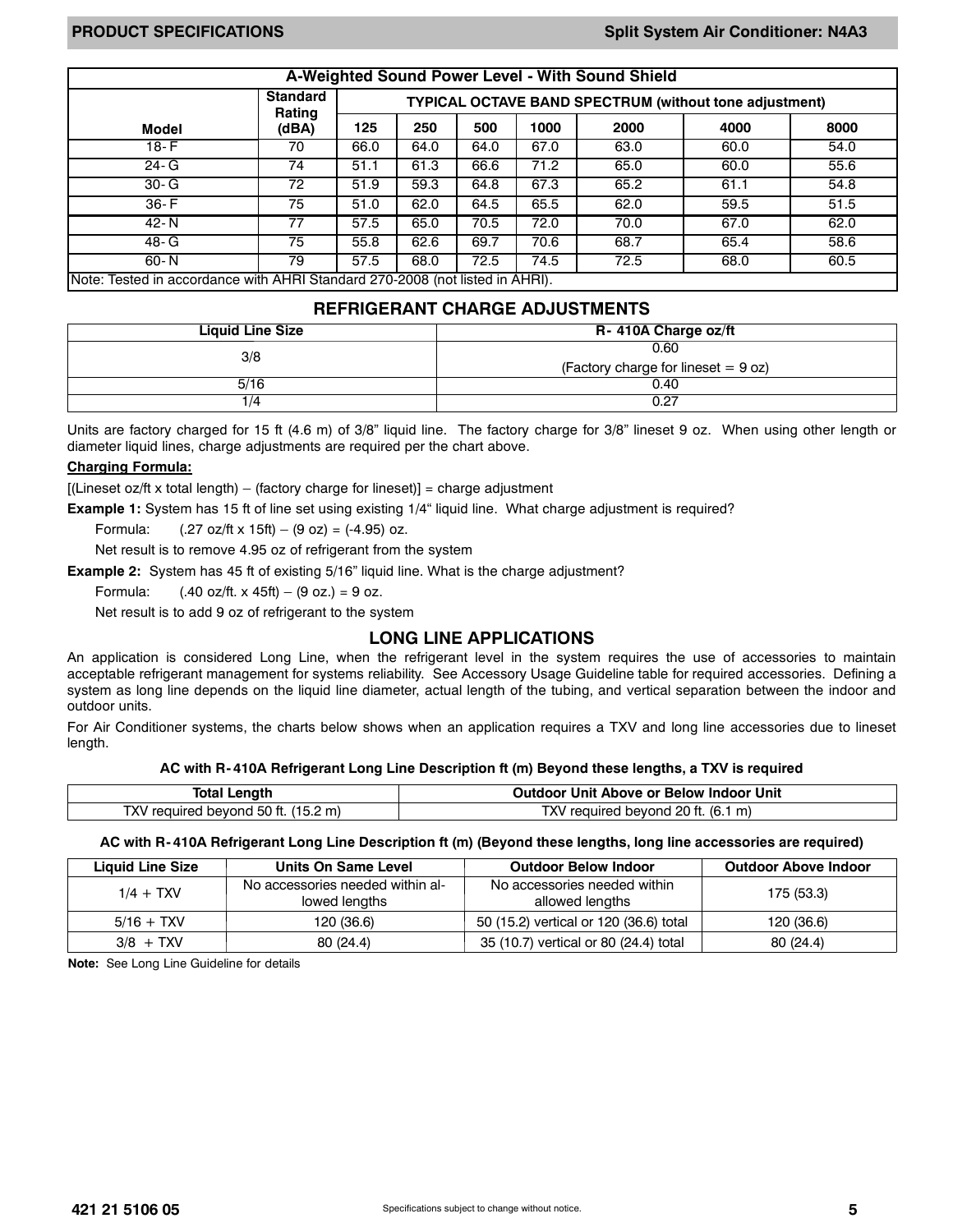## A-Weighted Sound Power Level - With Sound Shield

| Model | Standard Rating (dBA) | TYPICAL OCTAVE BAND SPECTRUM (without tone adjustment) | | | | | | |
|---|---|---|---|---|---|---|---|---|
| | | 125 | 250 | 500 | 1000 | 2000 | 4000 | 8000 |
| 18- F | 70 | 66.0 | 64.0 | 64.0 | 67.0 | 63.0 | 60.0 | 54.0 |
| 24- G | 74 | 51.1 | 61.3 | 66.6 | 71.2 | 65.0 | 60.0 | 55.6 |
| 30- G | 72 | 51.9 | 59.3 | 64.8 | 67.3 | 65.2 | 61.1 | 54.8 |
| 36- F | 75 | 51.0 | 62.0 | 64.5 | 65.5 | 62.0 | 59.5 | 51.5 |
| 42- N | 77 | 57.5 | 65.0 | 70.5 | 72.0 | 70.0 | 67.0 | 62.0 |
| 48- G | 75 | 55.8 | 62.6 | 69.7 | 70.6 | 68.7 | 65.4 | 58.6 |
| 60- N | 79 | 57.5 | 68.0 | 72.5 | 74.5 | 72.5 | 68.0 | 60.5 |

Note: Tested in accordance with AHRI Standard 270-2008 (not listed in AHRI).

## REFRIGERANT CHARGE ADJUSTMENTS

| Liquid Line Size | R- 410A Charge oz/ft |
|---|---|
| 3/8 | 0.60 (Factory charge for lineset = 9 oz) |
| 5/16 | 0.40 |
| 1/4 | 0.27 |

Units are factory charged for 15 ft (4.6 m) of 3/8" liquid line. The factory charge for 3/8" lineset 9 oz. When using other length or diameter liquid lines, charge adjustments are required per the chart above.

**Charging Formula:**

[(Lineset oz/ft x total length) – (factory charge for lineset)] = charge adjustment

**Example 1:** System has 15 ft of line set using existing 1/4" liquid line. What charge adjustment is required?

Formula: (.27 oz/ft x 15ft) – (9 oz) = (-4.95) oz.

Net result is to remove 4.95 oz of refrigerant from the system

**Example 2:** System has 45 ft of existing 5/16" liquid line. What is the charge adjustment?

Formula: (.40 oz/ft. x 45ft) – (9 oz.) = 9 oz.

Net result is to add 9 oz of refrigerant to the system

## LONG LINE APPLICATIONS

An application is considered Long Line, when the refrigerant level in the system requires the use of accessories to maintain acceptable refrigerant management for systems reliability. See Accessory Usage Guideline table for required accessories. Defining a system as long line depends on the liquid line diameter, actual length of the tubing, and vertical separation between the indoor and outdoor units.

For Air Conditioner systems, the charts below shows when an application requires a TXV and long line accessories due to lineset length.

**AC with R- 410A Refrigerant Long Line Description ft (m) Beyond these lengths, a TXV is required**

| Total Length | Outdoor Unit Above or Below Indoor Unit |
|---|---|
| TXV required beyond 50 ft. (15.2 m) | TXV required beyond 20 ft. (6.1 m) |

**AC with R- 410A Refrigerant Long Line Description ft (m) (Beyond these lengths, long line accessories are required)**

| Liquid Line Size | Units On Same Level | Outdoor Below Indoor | Outdoor Above Indoor |
|---|---|---|---|
| 1/4 + TXV | No accessories needed within allowed lengths | No accessories needed within allowed lengths | 175 (53.3) |
| 5/16 + TXV | 120 (36.6) | 50 (15.2) vertical or 120 (36.6) total | 120 (36.6) |
| 3/8 + TXV | 80 (24.4) | 35 (10.7) vertical or 80 (24.4) total | 80 (24.4) |

**Note:** See Long Line Guideline for details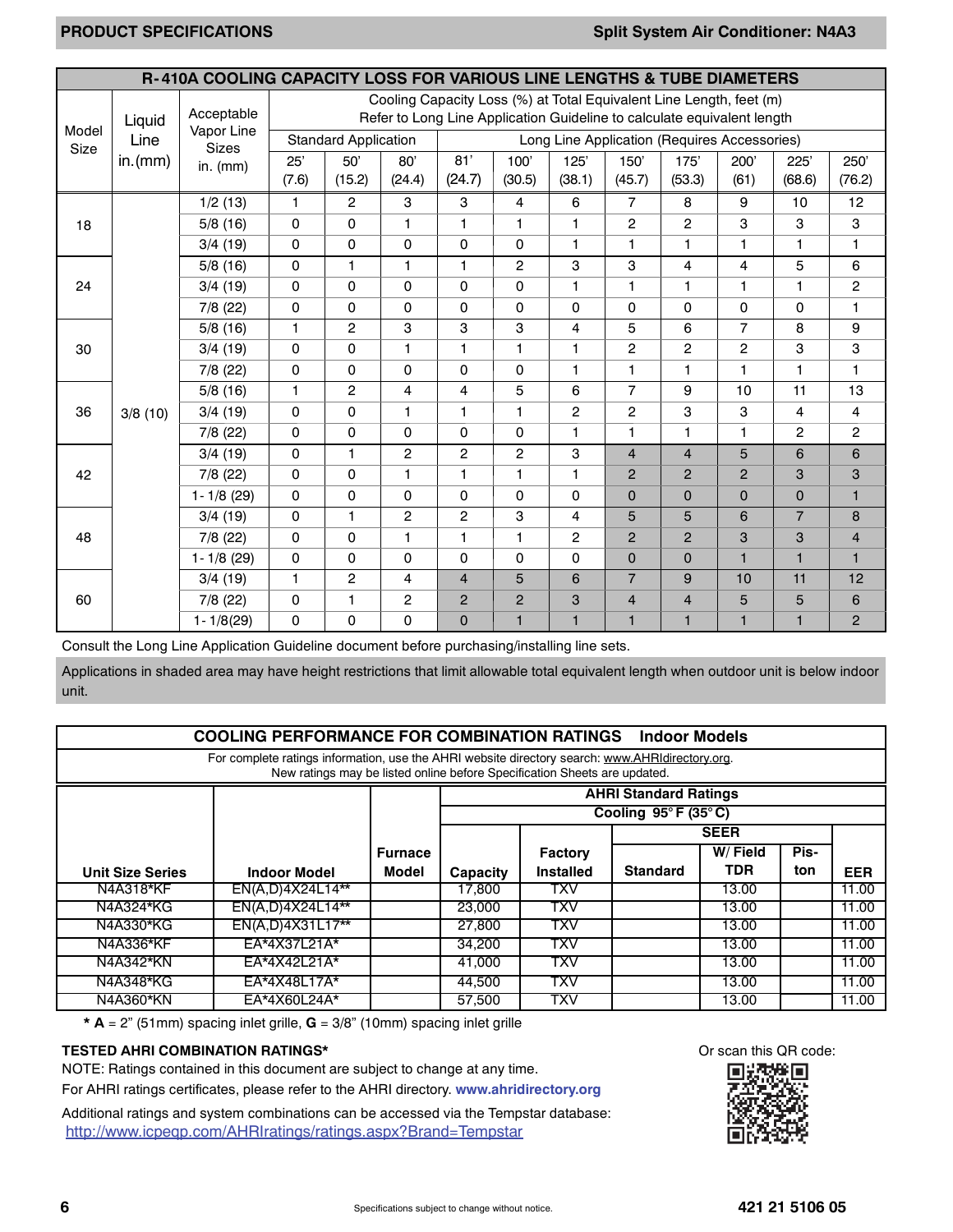## R-410A COOLING CAPACITY LOSS FOR VARIOUS LINE LENGTHS & TUBE DIAMETERS

| Model Size | Liquid Line in.(mm) | Acceptable Vapor Line Sizes in. (mm) | Cooling Capacity Loss (%) at Total Equivalent Line Length, feet (m) Refer to Long Line Application Guideline to calculate equivalent length | | | | | | | | | | |
|---|---|---|---|---|---|---|---|---|---|---|---|---|---|
| | | | Standard Application | | | Long Line Application (Requires Accessories) | | | | | | | |
| | | | 25' (7.6) | 50' (15.2) | 80' (24.4) | 81' (24.7) | 100' (30.5) | 125' (38.1) | 150' (45.7) | 175' (53.3) | 200' (61) | 225' (68.6) | 250' (76.2) |
| 18 | 3/8 (10) | 1/2 (13) | 1 | 2 | 3 | 3 | 4 | 6 | 7 | 8 | 9 | 10 | 12 |
| | | 5/8 (16) | 0 | 0 | 1 | 1 | 1 | 1 | 2 | 2 | 3 | 3 | 3 |
| | | 3/4 (19) | 0 | 0 | 0 | 0 | 0 | 1 | 1 | 1 | 1 | 1 | 1 |
| 24 | | 5/8 (16) | 0 | 1 | 1 | 1 | 2 | 3 | 3 | 4 | 4 | 5 | 6 |
| | | 3/4 (19) | 0 | 0 | 0 | 0 | 0 | 1 | 1 | 1 | 1 | 1 | 2 |
| | | 7/8 (22) | 0 | 0 | 0 | 0 | 0 | 0 | 0 | 0 | 0 | 0 | 1 |
| 30 | | 5/8 (16) | 1 | 2 | 3 | 3 | 3 | 4 | 5 | 6 | 7 | 8 | 9 |
| | | 3/4 (19) | 0 | 0 | 1 | 1 | 1 | 1 | 2 | 2 | 2 | 3 | 3 |
| | | 7/8 (22) | 0 | 0 | 0 | 0 | 0 | 1 | 1 | 1 | 1 | 1 | 1 |
| 36 | | 5/8 (16) | 1 | 2 | 4 | 4 | 5 | 6 | 7 | 9 | 10 | 11 | 13 |
| | | 3/4 (19) | 0 | 0 | 1 | 1 | 1 | 2 | 2 | 3 | 3 | 4 | 4 |
| | | 7/8 (22) | 0 | 0 | 0 | 0 | 0 | 1 | 1 | 1 | 1 | 2 | 2 |
| 42 | | 3/4 (19) | 0 | 1 | 2 | 2 | 2 | 3 | 4 | 4 | 5 | 6 | 6 |
| | | 7/8 (22) | 0 | 0 | 1 | 1 | 1 | 1 | 2 | 2 | 2 | 3 | 3 |
| | | 1-1/8 (29) | 0 | 0 | 0 | 0 | 0 | 0 | 0 | 0 | 0 | 0 | 1 |
| 48 | | 3/4 (19) | 0 | 1 | 2 | 2 | 3 | 4 | 5 | 5 | 6 | 7 | 8 |
| | | 7/8 (22) | 0 | 0 | 1 | 1 | 1 | 2 | 2 | 2 | 3 | 3 | 4 |
| | | 1-1/8 (29) | 0 | 0 | 0 | 0 | 0 | 0 | 0 | 0 | 1 | 1 | 1 |
| 60 | | 3/4 (19) | 1 | 2 | 4 | 4 | 5 | 6 | 7 | 9 | 10 | 11 | 12 |
| | | 7/8 (22) | 0 | 1 | 2 | 2 | 2 | 3 | 4 | 4 | 5 | 5 | 6 |
| | | 1-1/8(29) | 0 | 0 | 0 | 0 | 1 | 1 | 1 | 1 | 1 | 1 | 2 |

Consult the Long Line Application Guideline document before purchasing/installing line sets.

Applications in shaded area may have height restrictions that limit allowable total equivalent length when outdoor unit is below indoor unit.

## COOLING PERFORMANCE FOR COMBINATION RATINGS Indoor Models

For complete ratings information, use the AHRI website directory search: www.AHRIdirectory.org. New ratings may be listed online before Specification Sheets are updated.

| Unit Size Series | Indoor Model | Furnace Model | AHRI Standard Ratings Cooling 95° F (35° C) | | | | | |
|---|---|---|---|---|---|---|---|---|
| | | | Capacity | Factory Installed | SEER | | | EER |
| | | | | | Standard | W/ Field TDR | Piston | |
| N4A318*KF | EN(A,D)4X24L14** | | 17,800 | TXV | | 13.00 | | 11.00 |
| N4A324*KG | EN(A,D)4X24L14** | | 23,000 | TXV | | 13.00 | | 11.00 |
| N4A330*KG | EN(A,D)4X31L17** | | 27,800 | TXV | | 13.00 | | 11.00 |
| N4A336*KF | EA*4X37L21A* | | 34,200 | TXV | | 13.00 | | 11.00 |
| N4A342*KN | EA*4X42L21A* | | 41,000 | TXV | | 13.00 | | 11.00 |
| N4A348*KG | EA*4X48L17A* | | 44,500 | TXV | | 13.00 | | 11.00 |
| N4A360*KN | EA*4X60L24A* | | 57,500 | TXV | | 13.00 | | 11.00 |

**\* A** = 2" (51mm) spacing inlet grille, **G** = 3/8" (10mm) spacing inlet grille

**TESTED AHRI COMBINATION RATINGS***

NOTE: Ratings contained in this document are subject to change at any time.

For AHRI ratings certificates, please refer to the AHRI directory. **www.ahridirectory.org**

Additional ratings and system combinations can be accessed via the Tempstar database: http://www.icpeqp.com/AHRIratings/ratings.aspx?Brand=Tempstar

Or scan this QR code:

421 21 5106 05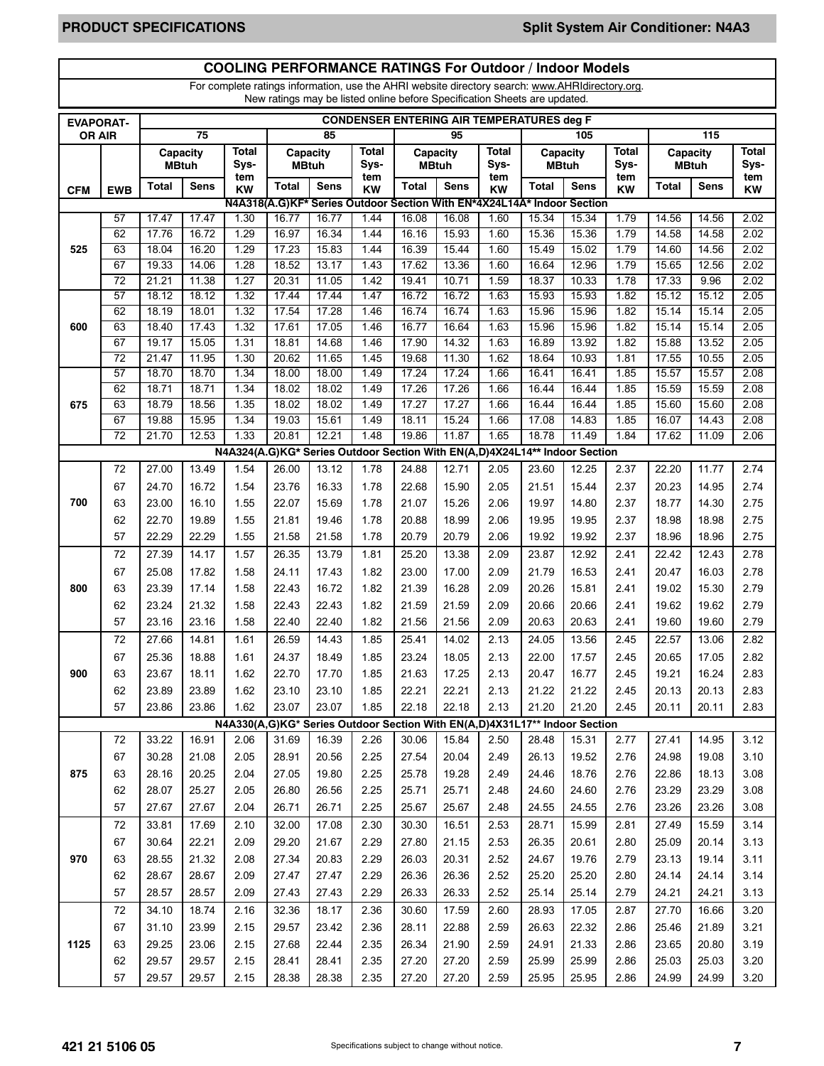## COOLING PERFORMANCE RATINGS For Outdoor / Indoor Models

For complete ratings information, use the AHRI website directory search: www.AHRIdirectory.org.
New ratings may be listed online before Specification Sheets are updated.

| EVAPORATOR AIR | | CONDENSER ENTERING AIR TEMPERATURES deg F | | | | | | | | | | | | | | |
|---|---|---|---|---|---|---|---|---|---|---|---|---|---|---|---|---|
| | | 75 | | | 85 | | | 95 | | | 105 | | | 115 | | |
| | | Capacity MBtuh | | Total System KW | Capacity MBtuh | | Total System KW | Capacity MBtuh | | Total System KW | Capacity MBtuh | | Total System KW | Capacity MBtuh | | Total System KW |
| CFM | EWB | Total | Sens | | Total | Sens | | Total | Sens | | Total | Sens | | Total | Sens | |
| **N4A318(A.G)KF* Series Outdoor Section With EN*4X24L14A* Indoor Section** | | | | | | | | | | | | | | | | |
| 525 | 57 | 17.47 | 17.47 | 1.30 | 16.77 | 16.77 | 1.44 | 16.08 | 16.08 | 1.60 | 15.34 | 15.34 | 1.79 | 14.56 | 14.56 | 2.02 |
| | 62 | 17.76 | 16.72 | 1.29 | 16.97 | 16.34 | 1.44 | 16.16 | 15.93 | 1.60 | 15.36 | 15.36 | 1.79 | 14.58 | 14.58 | 2.02 |
| | 63 | 18.04 | 16.20 | 1.29 | 17.23 | 15.83 | 1.44 | 16.39 | 15.44 | 1.60 | 15.49 | 15.02 | 1.79 | 14.60 | 14.56 | 2.02 |
| | 67 | 19.33 | 14.06 | 1.28 | 18.52 | 13.17 | 1.43 | 17.62 | 13.36 | 1.60 | 16.64 | 12.96 | 1.79 | 15.65 | 12.56 | 2.02 |
| | 72 | 21.21 | 11.38 | 1.27 | 20.31 | 11.05 | 1.42 | 19.41 | 10.71 | 1.59 | 18.37 | 10.33 | 1.78 | 17.33 | 9.96 | 2.02 |
| 600 | 57 | 18.12 | 18.12 | 1.32 | 17.44 | 17.44 | 1.47 | 16.72 | 16.72 | 1.63 | 15.93 | 15.93 | 1.82 | 15.12 | 15.12 | 2.05 |
| | 62 | 18.19 | 18.01 | 1.32 | 17.54 | 17.28 | 1.46 | 16.74 | 16.74 | 1.63 | 15.96 | 15.96 | 1.82 | 15.14 | 15.14 | 2.05 |
| | 63 | 18.40 | 17.43 | 1.32 | 17.61 | 17.05 | 1.46 | 16.77 | 16.64 | 1.63 | 15.96 | 15.96 | 1.82 | 15.14 | 15.14 | 2.05 |
| | 67 | 19.17 | 15.05 | 1.31 | 18.81 | 14.68 | 1.46 | 17.90 | 14.32 | 1.63 | 16.89 | 13.92 | 1.82 | 15.88 | 13.52 | 2.05 |
| | 72 | 21.47 | 11.95 | 1.30 | 20.62 | 11.65 | 1.45 | 19.68 | 11.30 | 1.62 | 18.64 | 10.93 | 1.81 | 17.55 | 10.55 | 2.05 |
| 675 | 57 | 18.70 | 18.70 | 1.34 | 18.00 | 18.00 | 1.49 | 17.24 | 17.24 | 1.66 | 16.41 | 16.41 | 1.85 | 15.57 | 15.57 | 2.08 |
| | 62 | 18.71 | 18.71 | 1.34 | 18.02 | 18.02 | 1.49 | 17.26 | 17.26 | 1.66 | 16.44 | 16.44 | 1.85 | 15.59 | 15.59 | 2.08 |
| | 63 | 18.79 | 18.56 | 1.35 | 18.02 | 18.02 | 1.49 | 17.27 | 17.27 | 1.66 | 16.44 | 16.44 | 1.85 | 15.60 | 15.60 | 2.08 |
| | 67 | 19.88 | 15.95 | 1.34 | 19.03 | 15.61 | 1.49 | 18.11 | 15.24 | 1.66 | 17.08 | 14.83 | 1.85 | 16.07 | 14.43 | 2.08 |
| | 72 | 21.70 | 12.53 | 1.33 | 20.81 | 12.21 | 1.48 | 19.86 | 11.87 | 1.65 | 18.78 | 11.49 | 1.84 | 17.62 | 11.09 | 2.06 |
| **N4A324(A.G)KG* Series Outdoor Section With EN(A,D)4X24L14** Indoor Section** | | | | | | | | | | | | | | | | |
| 700 | 72 | 27.00 | 13.49 | 1.54 | 26.00 | 13.12 | 1.78 | 24.88 | 12.71 | 2.05 | 23.60 | 12.25 | 2.37 | 22.20 | 11.77 | 2.74 |
| | 67 | 24.70 | 16.72 | 1.54 | 23.76 | 16.33 | 1.78 | 22.68 | 15.90 | 2.05 | 21.51 | 15.44 | 2.37 | 20.23 | 14.95 | 2.74 |
| | 63 | 23.00 | 16.10 | 1.55 | 22.07 | 15.69 | 1.78 | 21.07 | 15.26 | 2.06 | 19.97 | 14.80 | 2.37 | 18.77 | 14.30 | 2.75 |
| | 62 | 22.70 | 19.89 | 1.55 | 21.81 | 19.46 | 1.78 | 20.88 | 18.99 | 2.06 | 19.95 | 19.95 | 2.37 | 18.98 | 18.98 | 2.75 |
| | 57 | 22.29 | 22.29 | 1.55 | 21.58 | 21.58 | 1.78 | 20.79 | 20.79 | 2.06 | 19.92 | 19.92 | 2.37 | 18.96 | 18.96 | 2.75 |
| 800 | 72 | 27.39 | 14.17 | 1.57 | 26.35 | 13.79 | 1.81 | 25.20 | 13.38 | 2.09 | 23.87 | 12.92 | 2.41 | 22.42 | 12.43 | 2.78 |
| | 67 | 25.08 | 17.82 | 1.58 | 24.11 | 17.43 | 1.82 | 23.00 | 17.00 | 2.09 | 21.79 | 16.53 | 2.41 | 20.47 | 16.03 | 2.78 |
| | 63 | 23.39 | 17.14 | 1.58 | 22.43 | 16.72 | 1.82 | 21.39 | 16.28 | 2.09 | 20.26 | 15.81 | 2.41 | 19.02 | 15.30 | 2.79 |
| | 62 | 23.24 | 21.32 | 1.58 | 22.43 | 22.43 | 1.82 | 21.59 | 21.59 | 2.09 | 20.66 | 20.66 | 2.41 | 19.62 | 19.62 | 2.79 |
| | 57 | 23.16 | 23.16 | 1.58 | 22.40 | 22.40 | 1.82 | 21.56 | 21.56 | 2.09 | 20.63 | 20.63 | 2.41 | 19.60 | 19.60 | 2.79 |
| 900 | 72 | 27.66 | 14.81 | 1.61 | 26.59 | 14.43 | 1.85 | 25.41 | 14.02 | 2.13 | 24.05 | 13.56 | 2.45 | 22.57 | 13.06 | 2.82 |
| | 67 | 25.36 | 18.88 | 1.61 | 24.37 | 18.49 | 1.85 | 23.24 | 18.05 | 2.13 | 22.00 | 17.57 | 2.45 | 20.65 | 17.05 | 2.82 |
| | 63 | 23.67 | 18.11 | 1.62 | 22.70 | 17.70 | 1.85 | 21.63 | 17.25 | 2.13 | 20.47 | 16.77 | 2.45 | 19.21 | 16.24 | 2.83 |
| | 62 | 23.89 | 23.89 | 1.62 | 23.10 | 23.10 | 1.85 | 22.21 | 22.21 | 2.13 | 21.22 | 21.22 | 2.45 | 20.13 | 20.13 | 2.83 |
| | 57 | 23.86 | 23.86 | 1.62 | 23.07 | 23.07 | 1.85 | 22.18 | 22.18 | 2.13 | 21.20 | 21.20 | 2.45 | 20.11 | 20.11 | 2.83 |
| **N4A330(A,G)KG* Series Outdoor Section With EN(A,D)4X31L17** Indoor Section** | | | | | | | | | | | | | | | | |
| 875 | 72 | 33.22 | 16.91 | 2.06 | 31.69 | 16.39 | 2.26 | 30.06 | 15.84 | 2.50 | 28.48 | 15.31 | 2.77 | 27.41 | 14.95 | 3.12 |
| | 67 | 30.28 | 21.08 | 2.05 | 28.91 | 20.56 | 2.25 | 27.54 | 20.04 | 2.49 | 26.13 | 19.52 | 2.76 | 24.98 | 19.08 | 3.10 |
| | 63 | 28.16 | 20.25 | 2.04 | 27.05 | 19.80 | 2.25 | 25.78 | 19.28 | 2.49 | 24.46 | 18.76 | 2.76 | 22.86 | 18.13 | 3.08 |
| | 62 | 28.07 | 25.27 | 2.05 | 26.80 | 26.56 | 2.25 | 25.71 | 25.71 | 2.48 | 24.60 | 24.60 | 2.76 | 23.29 | 23.29 | 3.08 |
| | 57 | 27.67 | 27.67 | 2.04 | 26.71 | 26.71 | 2.25 | 25.67 | 25.67 | 2.48 | 24.55 | 24.55 | 2.76 | 23.26 | 23.26 | 3.08 |
| 970 | 72 | 33.81 | 17.69 | 2.10 | 32.00 | 17.08 | 2.30 | 30.30 | 16.51 | 2.53 | 28.71 | 15.99 | 2.81 | 27.49 | 15.59 | 3.14 |
| | 67 | 30.64 | 22.21 | 2.09 | 29.20 | 21.67 | 2.29 | 27.80 | 21.15 | 2.53 | 26.35 | 20.61 | 2.80 | 25.09 | 20.14 | 3.13 |
| | 63 | 28.55 | 21.32 | 2.08 | 27.34 | 20.83 | 2.29 | 26.03 | 20.31 | 2.52 | 24.67 | 19.76 | 2.79 | 23.13 | 19.14 | 3.11 |
| | 62 | 28.67 | 28.67 | 2.09 | 27.47 | 27.47 | 2.29 | 26.36 | 26.36 | 2.52 | 25.20 | 25.20 | 2.80 | 24.14 | 24.14 | 3.14 |
| | 57 | 28.57 | 28.57 | 2.09 | 27.43 | 27.43 | 2.29 | 26.33 | 26.33 | 2.52 | 25.14 | 25.14 | 2.79 | 24.21 | 24.21 | 3.13 |
| 1125 | 72 | 34.10 | 18.74 | 2.16 | 32.36 | 18.17 | 2.36 | 30.60 | 17.59 | 2.60 | 28.93 | 17.05 | 2.87 | 27.70 | 16.66 | 3.20 |
| | 67 | 31.10 | 23.99 | 2.15 | 29.57 | 23.42 | 2.36 | 28.11 | 22.88 | 2.59 | 26.63 | 22.32 | 2.86 | 25.46 | 21.89 | 3.21 |
| | 63 | 29.25 | 23.06 | 2.15 | 27.68 | 22.44 | 2.35 | 26.34 | 21.90 | 2.59 | 24.91 | 21.33 | 2.86 | 23.65 | 20.80 | 3.19 |
| | 62 | 29.57 | 29.57 | 2.15 | 28.41 | 28.41 | 2.35 | 27.20 | 27.20 | 2.59 | 25.99 | 25.99 | 2.86 | 25.03 | 25.03 | 3.20 |
| | 57 | 29.57 | 29.57 | 2.15 | 28.38 | 28.38 | 2.35 | 27.20 | 27.20 | 2.59 | 25.95 | 25.95 | 2.86 | 24.99 | 24.99 | 3.20 |

Specifications subject to change without notice.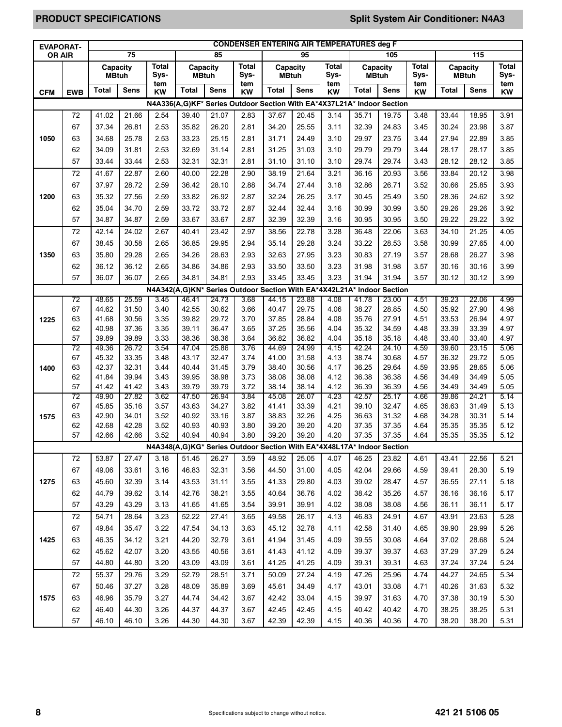## PRODUCT SPECIFICATIONS

## Split System Air Conditioner: N4A3

| EVAPORATOR AIR | | CONDENSER ENTERING AIR TEMPERATURES deg F | | | | | | | | | | | | | | |
|---|---|---|---|---|---|---|---|---|---|---|---|---|---|---|---|---|
| | | 75 | | | 85 | | | 95 | | | 105 | | | 115 | | |
| | | Capacity MBtuh | | Total System KW | Capacity MBtuh | | Total System KW | Capacity MBtuh | | Total System KW | Capacity MBtuh | | Total System KW | Capacity MBtuh | | Total System KW |
| CFM | EWB | Total | Sens | | Total | Sens | | Total | Sens | | Total | Sens | | Total | Sens | |
| **N4A336(A,G)KF* Series Outdoor Section With EA*4X37L21A* Indoor Section** | | | | | | | | | | | | | | | | |
| 1050 | 72 | 41.02 | 21.66 | 2.54 | 39.40 | 21.07 | 2.83 | 37.67 | 20.45 | 3.14 | 35.71 | 19.75 | 3.48 | 33.44 | 18.95 | 3.91 |
| | 67 | 37.34 | 26.81 | 2.53 | 35.82 | 26.20 | 2.81 | 34.20 | 25.55 | 3.11 | 32.39 | 24.83 | 3.45 | 30.24 | 23.98 | 3.87 |
| | 63 | 34.68 | 25.78 | 2.53 | 33.23 | 25.15 | 2.81 | 31.71 | 24.49 | 3.10 | 29.97 | 23.75 | 3.44 | 27.94 | 22.89 | 3.85 |
| | 62 | 34.09 | 31.81 | 2.53 | 32.69 | 31.14 | 2.81 | 31.25 | 31.03 | 3.10 | 29.79 | 29.79 | 3.44 | 28.17 | 28.17 | 3.85 |
| | 57 | 33.44 | 33.44 | 2.53 | 32.31 | 32.31 | 2.81 | 31.10 | 31.10 | 3.10 | 29.74 | 29.74 | 3.43 | 28.12 | 28.12 | 3.85 |
| 1200 | 72 | 41.67 | 22.87 | 2.60 | 40.00 | 22.28 | 2.90 | 38.19 | 21.64 | 3.21 | 36.16 | 20.93 | 3.56 | 33.84 | 20.12 | 3.98 |
| | 67 | 37.97 | 28.72 | 2.59 | 36.42 | 28.10 | 2.88 | 34.74 | 27.44 | 3.18 | 32.86 | 26.71 | 3.52 | 30.66 | 25.85 | 3.93 |
| | 63 | 35.32 | 27.56 | 2.59 | 33.82 | 26.92 | 2.87 | 32.24 | 26.25 | 3.17 | 30.45 | 25.49 | 3.50 | 28.36 | 24.62 | 3.92 |
| | 62 | 35.04 | 34.70 | 2.59 | 33.72 | 33.72 | 2.87 | 32.44 | 32.44 | 3.16 | 30.99 | 30.99 | 3.50 | 29.26 | 29.26 | 3.92 |
| | 57 | 34.87 | 34.87 | 2.59 | 33.67 | 33.67 | 2.87 | 32.39 | 32.39 | 3.16 | 30.95 | 30.95 | 3.50 | 29.22 | 29.22 | 3.92 |
| 1350 | 72 | 42.14 | 24.02 | 2.67 | 40.41 | 23.42 | 2.97 | 38.56 | 22.78 | 3.28 | 36.48 | 22.06 | 3.63 | 34.10 | 21.25 | 4.05 |
| | 67 | 38.45 | 30.58 | 2.65 | 36.85 | 29.95 | 2.94 | 35.14 | 29.28 | 3.24 | 33.22 | 28.53 | 3.58 | 30.99 | 27.65 | 4.00 |
| | 63 | 35.80 | 29.28 | 2.65 | 34.26 | 28.63 | 2.93 | 32.63 | 27.95 | 3.23 | 30.83 | 27.19 | 3.57 | 28.68 | 26.27 | 3.98 |
| | 62 | 36.12 | 36.12 | 2.65 | 34.86 | 34.86 | 2.93 | 33.50 | 33.50 | 3.23 | 31.98 | 31.98 | 3.57 | 30.16 | 30.16 | 3.99 |
| | 57 | 36.07 | 36.07 | 2.65 | 34.81 | 34.81 | 2.93 | 33.45 | 33.45 | 3.23 | 31.94 | 31.94 | 3.57 | 30.12 | 30.12 | 3.99 |
| **N4A342(A,G)KN* Series Outdoor Section With EA*4X42L21A* Indoor Section** | | | | | | | | | | | | | | | | |
| 1225 | 72 | 48.65 | 25.59 | 3.45 | 46.41 | 24.73 | 3.68 | 44.15 | 23.88 | 4.08 | 41.78 | 23.00 | 4.51 | 39.23 | 22.06 | 4.99 |
| | 67 | 44.62 | 31.50 | 3.40 | 42.55 | 30.62 | 3.66 | 40.47 | 29.75 | 4.06 | 38.27 | 28.85 | 4.50 | 35.92 | 27.90 | 4.98 |
| | 63 | 41.68 | 30.56 | 3.35 | 39.82 | 29.72 | 3.70 | 37.85 | 28.84 | 4.08 | 35.76 | 27.91 | 4.51 | 33.53 | 26.94 | 4.97 |
| | 62 | 40.98 | 37.36 | 3.35 | 39.11 | 36.47 | 3.65 | 37.25 | 35.56 | 4.04 | 35.32 | 34.59 | 4.48 | 33.39 | 33.39 | 4.97 |
| | 57 | 39.89 | 39.89 | 3.33 | 38.36 | 38.36 | 3.64 | 36.82 | 36.82 | 4.04 | 35.18 | 35.18 | 4.48 | 33.40 | 33.40 | 4.97 |
| 1400 | 72 | 49.36 | 26.72 | 3.54 | 47.04 | 25.86 | 3.76 | 44.69 | 24.99 | 4.15 | 42.24 | 24.10 | 4.59 | 39.60 | 23.15 | 5.06 |
| | 67 | 45.32 | 33.35 | 3.48 | 43.17 | 32.47 | 3.74 | 41.00 | 31.58 | 4.13 | 38.74 | 30.68 | 4.57 | 36.32 | 29.72 | 5.05 |
| | 63 | 42.37 | 32.31 | 3.44 | 40.44 | 31.45 | 3.79 | 38.40 | 30.56 | 4.17 | 36.25 | 29.64 | 4.59 | 33.95 | 28.65 | 5.06 |
| | 62 | 41.84 | 39.94 | 3.43 | 39.95 | 38.98 | 3.73 | 38.08 | 38.08 | 4.12 | 36.38 | 36.38 | 4.56 | 34.49 | 34.49 | 5.05 |
| | 57 | 41.42 | 41.42 | 3.43 | 39.79 | 39.79 | 3.72 | 38.14 | 38.14 | 4.12 | 36.39 | 36.39 | 4.56 | 34.49 | 34.49 | 5.05 |
| 1575 | 72 | 49.90 | 27.82 | 3.62 | 47.50 | 26.94 | 3.84 | 45.08 | 26.07 | 4.23 | 42.57 | 25.17 | 4.66 | 39.86 | 24.21 | 5.14 |
| | 67 | 45.85 | 35.16 | 3.57 | 43.63 | 34.27 | 3.82 | 41.41 | 33.39 | 4.21 | 39.10 | 32.47 | 4.65 | 36.63 | 31.49 | 5.13 |
| | 63 | 42.90 | 34.01 | 3.52 | 40.92 | 33.16 | 3.87 | 38.83 | 32.26 | 4.25 | 36.63 | 31.32 | 4.68 | 34.28 | 30.31 | 5.14 |
| | 62 | 42.68 | 42.28 | 3.52 | 40.93 | 40.93 | 3.80 | 39.20 | 39.20 | 4.20 | 37.35 | 37.35 | 4.64 | 35.35 | 35.35 | 5.12 |
| | 57 | 42.66 | 42.66 | 3.52 | 40.94 | 40.94 | 3.80 | 39.20 | 39.20 | 4.20 | 37.35 | 37.35 | 4.64 | 35.35 | 35.35 | 5.12 |
| **N4A348(A,G)KG* Series Outdoor Section With EA*4X48L17A* Indoor Section** | | | | | | | | | | | | | | | | |
| 1275 | 72 | 53.87 | 27.47 | 3.18 | 51.45 | 26.27 | 3.59 | 48.92 | 25.05 | 4.07 | 46.25 | 23.82 | 4.61 | 43.41 | 22.56 | 5.21 |
| | 67 | 49.06 | 33.61 | 3.16 | 46.83 | 32.31 | 3.56 | 44.50 | 31.00 | 4.05 | 42.04 | 29.66 | 4.59 | 39.41 | 28.30 | 5.19 |
| | 63 | 45.60 | 32.39 | 3.14 | 43.53 | 31.11 | 3.55 | 41.33 | 29.80 | 4.03 | 39.02 | 28.47 | 4.57 | 36.55 | 27.11 | 5.18 |
| | 62 | 44.79 | 39.62 | 3.14 | 42.76 | 38.21 | 3.55 | 40.64 | 36.76 | 4.02 | 38.42 | 35.26 | 4.57 | 36.16 | 36.16 | 5.17 |
| | 57 | 43.29 | 43.29 | 3.13 | 41.65 | 41.65 | 3.54 | 39.91 | 39.91 | 4.02 | 38.08 | 38.08 | 4.56 | 36.11 | 36.11 | 5.17 |
| 1425 | 72 | 54.71 | 28.64 | 3.23 | 52.22 | 27.41 | 3.65 | 49.58 | 26.17 | 4.13 | 46.83 | 24.91 | 4.67 | 43.91 | 23.63 | 5.28 |
| | 67 | 49.84 | 35.47 | 3.22 | 47.54 | 34.13 | 3.63 | 45.12 | 32.78 | 4.11 | 42.58 | 31.40 | 4.65 | 39.90 | 29.99 | 5.26 |
| | 63 | 46.35 | 34.12 | 3.21 | 44.20 | 32.79 | 3.61 | 41.94 | 31.45 | 4.09 | 39.55 | 30.08 | 4.64 | 37.02 | 28.68 | 5.24 |
| | 62 | 45.62 | 42.07 | 3.20 | 43.55 | 40.56 | 3.61 | 41.43 | 41.12 | 4.09 | 39.37 | 39.37 | 4.63 | 37.29 | 37.29 | 5.24 |
| | 57 | 44.80 | 44.80 | 3.20 | 43.09 | 43.09 | 3.61 | 41.25 | 41.25 | 4.09 | 39.31 | 39.31 | 4.63 | 37.24 | 37.24 | 5.24 |
| 1575 | 72 | 55.37 | 29.76 | 3.29 | 52.79 | 28.51 | 3.71 | 50.09 | 27.24 | 4.19 | 47.26 | 25.96 | 4.74 | 44.27 | 24.65 | 5.34 |
| | 67 | 50.46 | 37.27 | 3.28 | 48.09 | 35.89 | 3.69 | 45.61 | 34.49 | 4.17 | 43.01 | 33.08 | 4.71 | 40.26 | 31.63 | 5.32 |
| | 63 | 46.96 | 35.79 | 3.27 | 44.74 | 34.42 | 3.67 | 42.42 | 33.04 | 4.15 | 39.97 | 31.63 | 4.70 | 37.38 | 30.19 | 5.30 |
| | 62 | 46.40 | 44.30 | 3.26 | 44.37 | 44.37 | 3.67 | 42.45 | 42.45 | 4.15 | 40.42 | 40.42 | 4.70 | 38.25 | 38.25 | 5.31 |
| | 57 | 46.10 | 46.10 | 3.26 | 44.30 | 44.30 | 3.67 | 42.39 | 42.39 | 4.15 | 40.36 | 40.36 | 4.70 | 38.20 | 38.20 | 5.31 |

Specifications subject to change without notice.

421 21 5106 05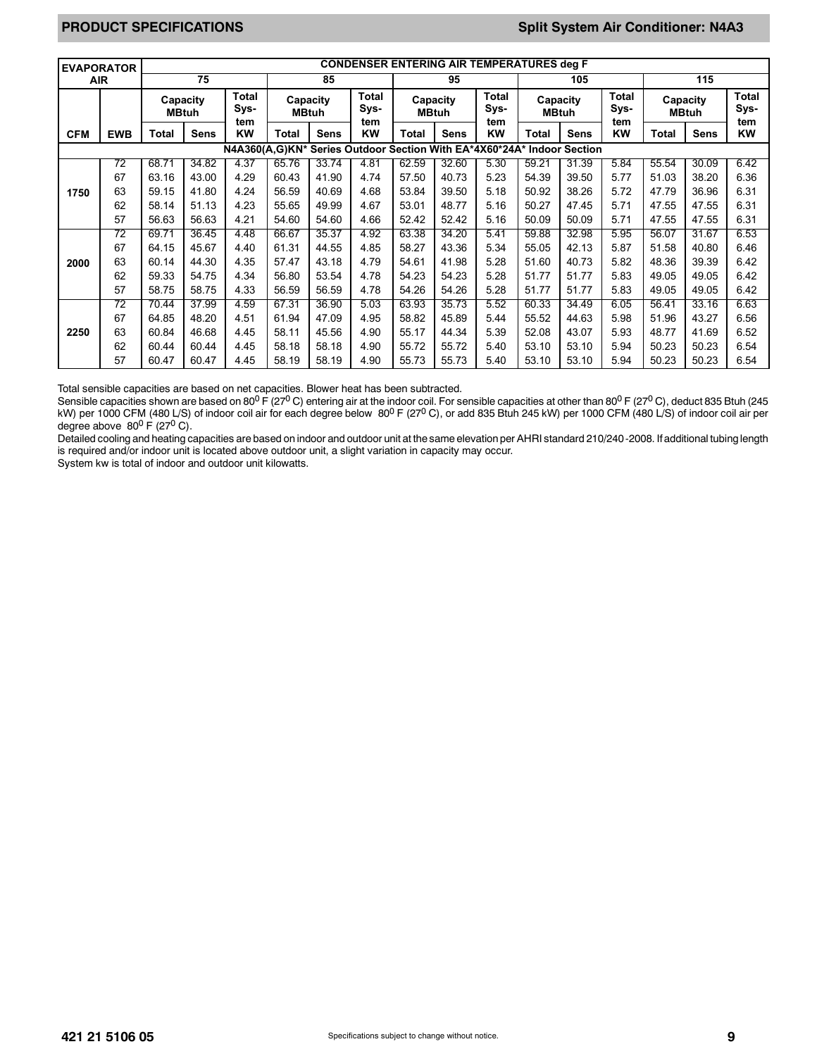| EVAPORATOR AIR | | CONDENSER ENTERING AIR TEMPERATURES deg F | | | | | | | | | | | | | | |
|---|---|---|---|---|---|---|---|---|---|---|---|---|---|---|---|---|
| | | 75 | | | 85 | | | 95 | | | 105 | | | 115 | | |
| | | Capacity MBtuh | | Total System | Capacity MBtuh | | Total System | Capacity MBtuh | | Total System | Capacity MBtuh | | Total System | Capacity MBtuh | | Total System |
| CFM | EWB | Total | Sens | KW | Total | Sens | KW | Total | Sens | KW | Total | Sens | KW | Total | Sens | KW |
| N4A360(A,G)KN* Series Outdoor Section With EA*4X60*24A* Indoor Section | | | | | | | | | | | | | | | | |
| 1750 | 72 | 68.71 | 34.82 | 4.37 | 65.76 | 33.74 | 4.81 | 62.59 | 32.60 | 5.30 | 59.21 | 31.39 | 5.84 | 55.54 | 30.09 | 6.42 |
| | 67 | 63.16 | 43.00 | 4.29 | 60.43 | 41.90 | 4.74 | 57.50 | 40.73 | 5.23 | 54.39 | 39.50 | 5.77 | 51.03 | 38.20 | 6.36 |
| | 63 | 59.15 | 41.80 | 4.24 | 56.59 | 40.69 | 4.68 | 53.84 | 39.50 | 5.18 | 50.92 | 38.26 | 5.72 | 47.79 | 36.96 | 6.31 |
| | 62 | 58.14 | 51.13 | 4.23 | 55.65 | 49.99 | 4.67 | 53.01 | 48.77 | 5.16 | 50.27 | 47.45 | 5.71 | 47.55 | 47.55 | 6.31 |
| | 57 | 56.63 | 56.63 | 4.21 | 54.60 | 54.60 | 4.66 | 52.42 | 52.42 | 5.16 | 50.09 | 50.09 | 5.71 | 47.55 | 47.55 | 6.31 |
| 2000 | 72 | 69.71 | 36.45 | 4.48 | 66.67 | 35.37 | 4.92 | 63.38 | 34.20 | 5.41 | 59.88 | 32.98 | 5.95 | 56.07 | 31.67 | 6.53 |
| | 67 | 64.15 | 45.67 | 4.40 | 61.31 | 44.55 | 4.85 | 58.27 | 43.36 | 5.34 | 55.05 | 42.13 | 5.87 | 51.58 | 40.80 | 6.46 |
| | 63 | 60.14 | 44.30 | 4.35 | 57.47 | 43.18 | 4.79 | 54.61 | 41.98 | 5.28 | 51.60 | 40.73 | 5.82 | 48.36 | 39.39 | 6.42 |
| | 62 | 59.33 | 54.75 | 4.34 | 56.80 | 53.54 | 4.78 | 54.23 | 54.23 | 5.28 | 51.77 | 51.77 | 5.83 | 49.05 | 49.05 | 6.42 |
| | 57 | 58.75 | 58.75 | 4.33 | 56.59 | 56.59 | 4.78 | 54.26 | 54.26 | 5.28 | 51.77 | 51.77 | 5.83 | 49.05 | 49.05 | 6.42 |
| 2250 | 72 | 70.44 | 37.99 | 4.59 | 67.31 | 36.90 | 5.03 | 63.93 | 35.73 | 5.52 | 60.33 | 34.49 | 6.05 | 56.41 | 33.16 | 6.63 |
| | 67 | 64.85 | 48.20 | 4.51 | 61.94 | 47.09 | 4.95 | 58.82 | 45.89 | 5.44 | 55.52 | 44.63 | 5.98 | 51.96 | 43.27 | 6.56 |
| | 63 | 60.84 | 46.68 | 4.45 | 58.11 | 45.56 | 4.90 | 55.17 | 44.34 | 5.39 | 52.08 | 43.07 | 5.93 | 48.77 | 41.69 | 6.52 |
| | 62 | 60.44 | 60.44 | 4.45 | 58.18 | 58.18 | 4.90 | 55.72 | 55.72 | 5.40 | 53.10 | 53.10 | 5.94 | 50.23 | 50.23 | 6.54 |
| | 57 | 60.47 | 60.47 | 4.45 | 58.19 | 58.19 | 4.90 | 55.73 | 55.73 | 5.40 | 53.10 | 53.10 | 5.94 | 50.23 | 50.23 | 6.54 |

Total sensible capacities are based on net capacities. Blower heat has been subtracted.
Sensible capacities shown are based on 80$^0$ F (27$^0$ C) entering air at the indoor coil. For sensible capacities at other than 80$^0$ F (27$^0$ C), deduct 835 Btuh (245 kW) per 1000 CFM (480 L/S) of indoor coil air for each degree below 80$^0$ F (27$^0$ C), or add 835 Btuh 245 kW) per 1000 CFM (480 L/S) of indoor coil air per degree above 80$^0$ F (27$^0$ C).
Detailed cooling and heating capacities are based on indoor and outdoor unit at the same elevation per AHRI standard 210/240-2008. If additional tubing length is required and/or indoor unit is located above outdoor unit, a slight variation in capacity may occur.
System kw is total of indoor and outdoor unit kilowatts.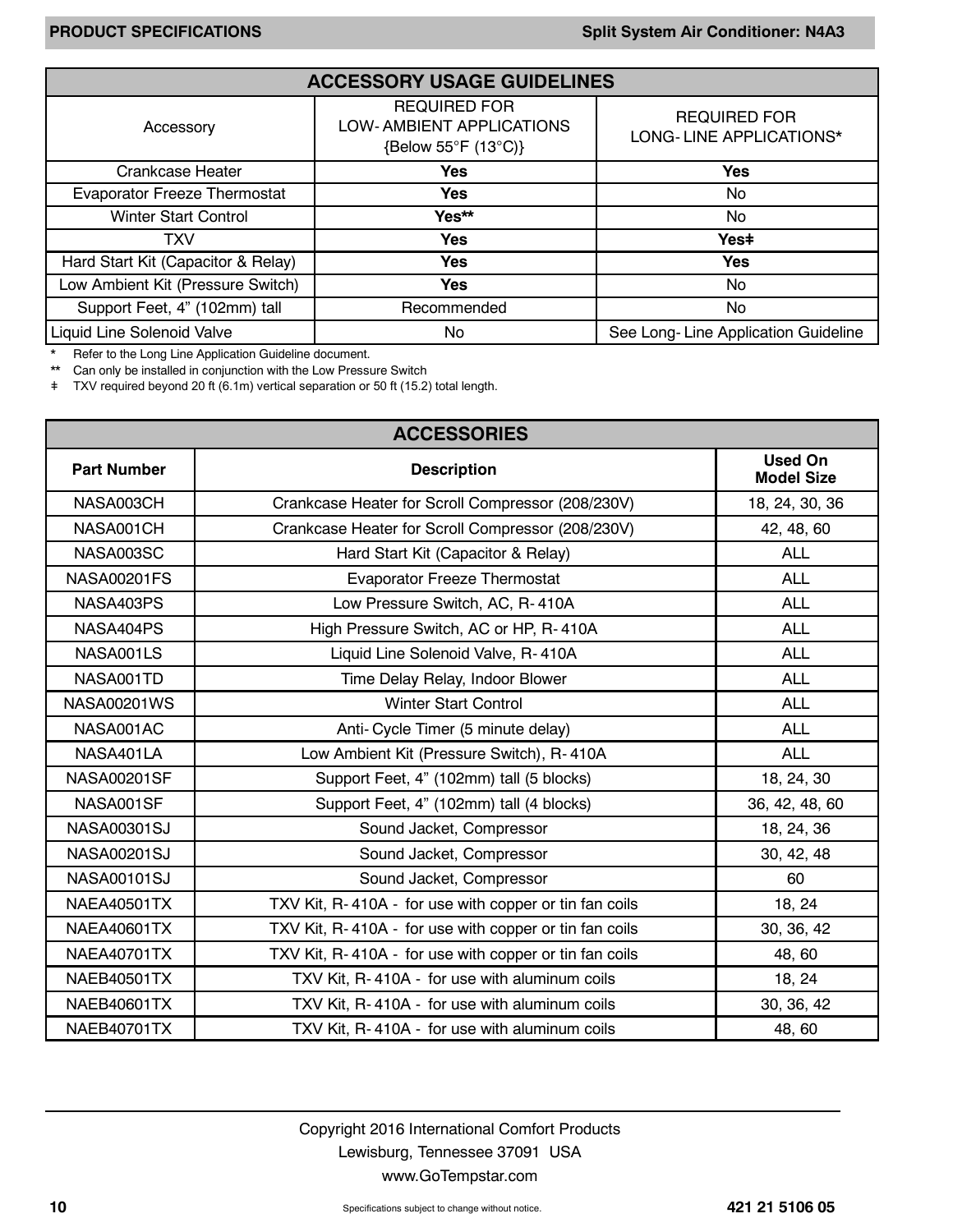## ACCESSORY USAGE GUIDELINES

| Accessory | REQUIRED FOR LOW- AMBIENT APPLICATIONS {Below 55°F (13°C)} | REQUIRED FOR LONG- LINE APPLICATIONS* |
|---|---|---|
| Crankcase Heater | **Yes** | **Yes** |
| Evaporator Freeze Thermostat | **Yes** | No |
| Winter Start Control | **Yes**** | No |
| TXV | **Yes** | **Yes‡** |
| Hard Start Kit (Capacitor & Relay) | **Yes** | **Yes** |
| Low Ambient Kit (Pressure Switch) | **Yes** | No |
| Support Feet, 4” (102mm) tall | Recommended | No |
| Liquid Line Solenoid Valve | No | See Long- Line Application Guideline |

\* Refer to the Long Line Application Guideline document.

** Can only be installed in conjunction with the Low Pressure Switch

‡ TXV required beyond 20 ft (6.1m) vertical separation or 50 ft (15.2) total length.

## ACCESSORIES

| Part Number | Description | Used On Model Size |
|---|---|---|
| NASA003CH | Crankcase Heater for Scroll Compressor (208/230V) | 18, 24, 30, 36 |
| NASA001CH | Crankcase Heater for Scroll Compressor (208/230V) | 42, 48, 60 |
| NASA003SC | Hard Start Kit (Capacitor & Relay) | ALL |
| NASA00201FS | Evaporator Freeze Thermostat | ALL |
| NASA403PS | Low Pressure Switch, AC, R- 410A | ALL |
| NASA404PS | High Pressure Switch, AC or HP, R- 410A | ALL |
| NASA001LS | Liquid Line Solenoid Valve, R- 410A | ALL |
| NASA001TD | Time Delay Relay, Indoor Blower | ALL |
| NASA00201WS | Winter Start Control | ALL |
| NASA001AC | Anti- Cycle Timer (5 minute delay) | ALL |
| NASA401LA | Low Ambient Kit (Pressure Switch), R- 410A | ALL |
| NASA00201SF | Support Feet, 4” (102mm) tall (5 blocks) | 18, 24, 30 |
| NASA001SF | Support Feet, 4” (102mm) tall (4 blocks) | 36, 42, 48, 60 |
| NASA00301SJ | Sound Jacket, Compressor | 18, 24, 36 |
| NASA00201SJ | Sound Jacket, Compressor | 30, 42, 48 |
| NASA00101SJ | Sound Jacket, Compressor | 60 |
| NAEA40501TX | TXV Kit, R- 410A - for use with copper or tin fan coils | 18, 24 |
| NAEA40601TX | TXV Kit, R- 410A - for use with copper or tin fan coils | 30, 36, 42 |
| NAEA40701TX | TXV Kit, R- 410A - for use with copper or tin fan coils | 48, 60 |
| NAEB40501TX | TXV Kit, R- 410A - for use with aluminum coils | 18, 24 |
| NAEB40601TX | TXV Kit, R- 410A - for use with aluminum coils | 30, 36, 42 |
| NAEB40701TX | TXV Kit, R- 410A - for use with aluminum coils | 48, 60 |

Copyright 2016 International Comfort Products
Lewisburg, Tennessee 37091 USA
www.GoTempstar.com

Specifications subject to change without notice.

421 21 5106 05